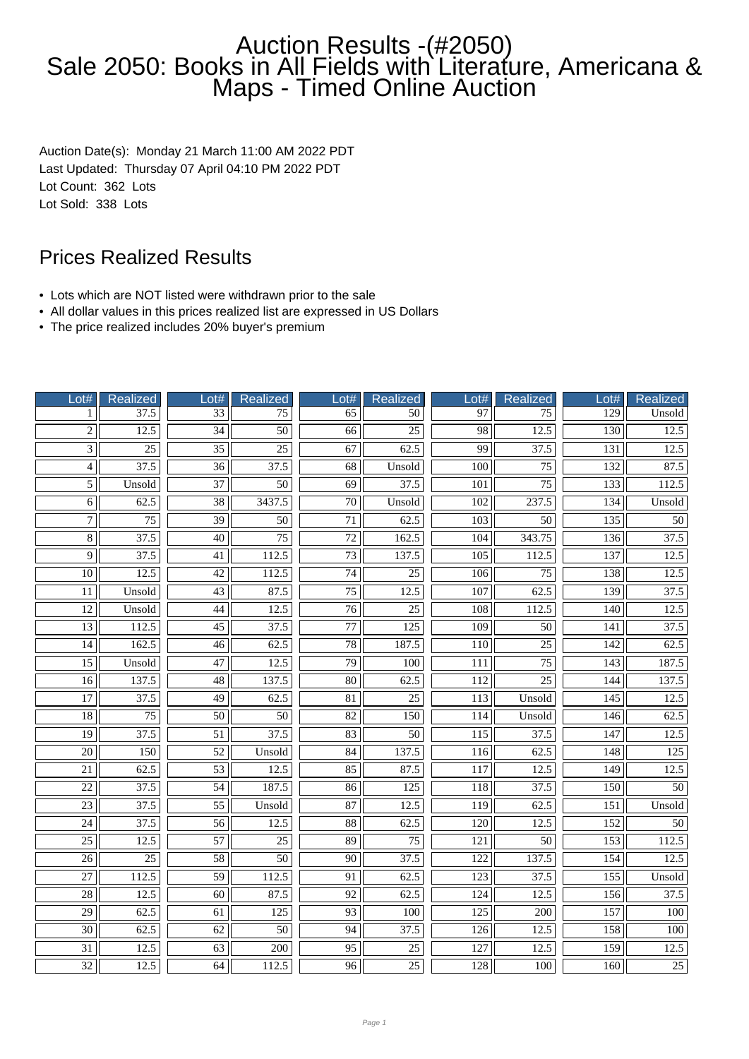# Auction Results -(#2050)
# Sale 2050: Books in All Fields with Literature, Americana & Maps - Timed Online Auction

Auction Date(s): Monday 21 March 11:00 AM 2022 PDT
Last Updated: Thursday 07 April 04:10 PM 2022 PDT
Lot Count: 362 Lots
Lot Sold: 338 Lots

## Prices Realized Results

- Lots which are NOT listed were withdrawn prior to the sale
- All dollar values in this prices realized list are expressed in US Dollars
- The price realized includes 20% buyer's premium

| Lot# | Realized | Lot# | Realized | Lot# | Realized | Lot# | Realized | Lot# | Realized |
|---|---|---|---|---|---|---|---|---|---|
| 1 | 37.5 | 33 | 75 | 65 | 50 | 97 | 75 | 129 | Unsold |
| 2 | 12.5 | 34 | 50 | 66 | 25 | 98 | 12.5 | 130 | 12.5 |
| 3 | 25 | 35 | 25 | 67 | 62.5 | 99 | 37.5 | 131 | 12.5 |
| 4 | 37.5 | 36 | 37.5 | 68 | Unsold | 100 | 75 | 132 | 87.5 |
| 5 | Unsold | 37 | 50 | 69 | 37.5 | 101 | 75 | 133 | 112.5 |
| 6 | 62.5 | 38 | 3437.5 | 70 | Unsold | 102 | 237.5 | 134 | Unsold |
| 7 | 75 | 39 | 50 | 71 | 62.5 | 103 | 50 | 135 | 50 |
| 8 | 37.5 | 40 | 75 | 72 | 162.5 | 104 | 343.75 | 136 | 37.5 |
| 9 | 37.5 | 41 | 112.5 | 73 | 137.5 | 105 | 112.5 | 137 | 12.5 |
| 10 | 12.5 | 42 | 112.5 | 74 | 25 | 106 | 75 | 138 | 12.5 |
| 11 | Unsold | 43 | 87.5 | 75 | 12.5 | 107 | 62.5 | 139 | 37.5 |
| 12 | Unsold | 44 | 12.5 | 76 | 25 | 108 | 112.5 | 140 | 12.5 |
| 13 | 112.5 | 45 | 37.5 | 77 | 125 | 109 | 50 | 141 | 37.5 |
| 14 | 162.5 | 46 | 62.5 | 78 | 187.5 | 110 | 25 | 142 | 62.5 |
| 15 | Unsold | 47 | 12.5 | 79 | 100 | 111 | 75 | 143 | 187.5 |
| 16 | 137.5 | 48 | 137.5 | 80 | 62.5 | 112 | 25 | 144 | 137.5 |
| 17 | 37.5 | 49 | 62.5 | 81 | 25 | 113 | Unsold | 145 | 12.5 |
| 18 | 75 | 50 | 50 | 82 | 150 | 114 | Unsold | 146 | 62.5 |
| 19 | 37.5 | 51 | 37.5 | 83 | 50 | 115 | 37.5 | 147 | 12.5 |
| 20 | 150 | 52 | Unsold | 84 | 137.5 | 116 | 62.5 | 148 | 125 |
| 21 | 62.5 | 53 | 12.5 | 85 | 87.5 | 117 | 12.5 | 149 | 12.5 |
| 22 | 37.5 | 54 | 187.5 | 86 | 125 | 118 | 37.5 | 150 | 50 |
| 23 | 37.5 | 55 | Unsold | 87 | 12.5 | 119 | 62.5 | 151 | Unsold |
| 24 | 37.5 | 56 | 12.5 | 88 | 62.5 | 120 | 12.5 | 152 | 50 |
| 25 | 12.5 | 57 | 25 | 89 | 75 | 121 | 50 | 153 | 112.5 |
| 26 | 25 | 58 | 50 | 90 | 37.5 | 122 | 137.5 | 154 | 12.5 |
| 27 | 112.5 | 59 | 112.5 | 91 | 62.5 | 123 | 37.5 | 155 | Unsold |
| 28 | 12.5 | 60 | 87.5 | 92 | 62.5 | 124 | 12.5 | 156 | 37.5 |
| 29 | 62.5 | 61 | 125 | 93 | 100 | 125 | 200 | 157 | 100 |
| 30 | 62.5 | 62 | 50 | 94 | 37.5 | 126 | 12.5 | 158 | 100 |
| 31 | 12.5 | 63 | 200 | 95 | 25 | 127 | 12.5 | 159 | 12.5 |
| 32 | 12.5 | 64 | 112.5 | 96 | 25 | 128 | 100 | 160 | 25 |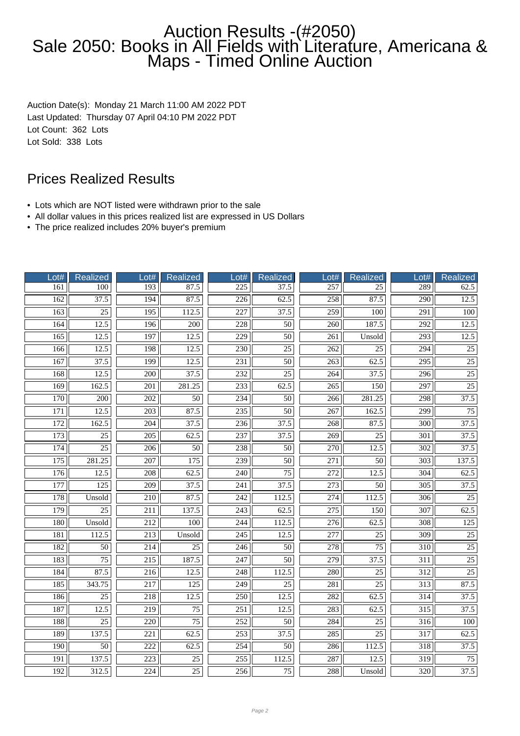# Auction Results -(#2050) Sale 2050: Books in All Fields with Literature, Americana & Maps - Timed Online Auction

Auction Date(s): Monday 21 March 11:00 AM 2022 PDT
Last Updated: Thursday 07 April 04:10 PM 2022 PDT
Lot Count: 362 Lots
Lot Sold: 338 Lots

## Prices Realized Results

- Lots which are NOT listed were withdrawn prior to the sale
- All dollar values in this prices realized list are expressed in US Dollars
- The price realized includes 20% buyer's premium

| Lot# | Realized | Lot# | Realized | Lot# | Realized | Lot# | Realized | Lot# | Realized |
|---|---|---|---|---|---|---|---|---|---|
| 161 | 100 | 193 | 87.5 | 225 | 37.5 | 257 | 25 | 289 | 62.5 |
| 162 | 37.5 | 194 | 87.5 | 226 | 62.5 | 258 | 87.5 | 290 | 12.5 |
| 163 | 25 | 195 | 112.5 | 227 | 37.5 | 259 | 100 | 291 | 100 |
| 164 | 12.5 | 196 | 200 | 228 | 50 | 260 | 187.5 | 292 | 12.5 |
| 165 | 12.5 | 197 | 12.5 | 229 | 50 | 261 | Unsold | 293 | 12.5 |
| 166 | 12.5 | 198 | 12.5 | 230 | 25 | 262 | 25 | 294 | 25 |
| 167 | 37.5 | 199 | 12.5 | 231 | 50 | 263 | 62.5 | 295 | 25 |
| 168 | 12.5 | 200 | 37.5 | 232 | 25 | 264 | 37.5 | 296 | 25 |
| 169 | 162.5 | 201 | 281.25 | 233 | 62.5 | 265 | 150 | 297 | 25 |
| 170 | 200 | 202 | 50 | 234 | 50 | 266 | 281.25 | 298 | 37.5 |
| 171 | 12.5 | 203 | 87.5 | 235 | 50 | 267 | 162.5 | 299 | 75 |
| 172 | 162.5 | 204 | 37.5 | 236 | 37.5 | 268 | 87.5 | 300 | 37.5 |
| 173 | 25 | 205 | 62.5 | 237 | 37.5 | 269 | 25 | 301 | 37.5 |
| 174 | 25 | 206 | 50 | 238 | 50 | 270 | 12.5 | 302 | 37.5 |
| 175 | 281.25 | 207 | 175 | 239 | 50 | 271 | 50 | 303 | 137.5 |
| 176 | 12.5 | 208 | 62.5 | 240 | 75 | 272 | 12.5 | 304 | 62.5 |
| 177 | 125 | 209 | 37.5 | 241 | 37.5 | 273 | 50 | 305 | 37.5 |
| 178 | Unsold | 210 | 87.5 | 242 | 112.5 | 274 | 112.5 | 306 | 25 |
| 179 | 25 | 211 | 137.5 | 243 | 62.5 | 275 | 150 | 307 | 62.5 |
| 180 | Unsold | 212 | 100 | 244 | 112.5 | 276 | 62.5 | 308 | 125 |
| 181 | 112.5 | 213 | Unsold | 245 | 12.5 | 277 | 25 | 309 | 25 |
| 182 | 50 | 214 | 25 | 246 | 50 | 278 | 75 | 310 | 25 |
| 183 | 75 | 215 | 187.5 | 247 | 50 | 279 | 37.5 | 311 | 25 |
| 184 | 87.5 | 216 | 12.5 | 248 | 112.5 | 280 | 25 | 312 | 25 |
| 185 | 343.75 | 217 | 125 | 249 | 25 | 281 | 25 | 313 | 87.5 |
| 186 | 25 | 218 | 12.5 | 250 | 12.5 | 282 | 62.5 | 314 | 37.5 |
| 187 | 12.5 | 219 | 75 | 251 | 12.5 | 283 | 62.5 | 315 | 37.5 |
| 188 | 25 | 220 | 75 | 252 | 50 | 284 | 25 | 316 | 100 |
| 189 | 137.5 | 221 | 62.5 | 253 | 37.5 | 285 | 25 | 317 | 62.5 |
| 190 | 50 | 222 | 62.5 | 254 | 50 | 286 | 112.5 | 318 | 37.5 |
| 191 | 137.5 | 223 | 25 | 255 | 112.5 | 287 | 12.5 | 319 | 75 |
| 192 | 312.5 | 224 | 25 | 256 | 75 | 288 | Unsold | 320 | 37.5 |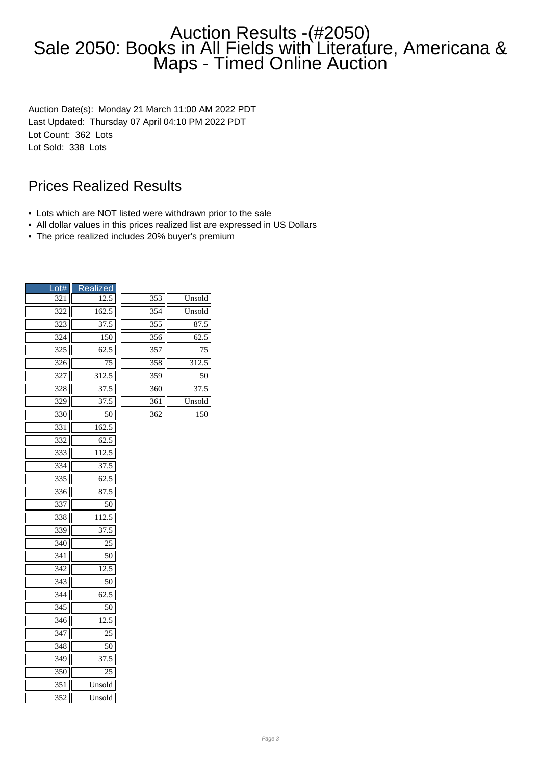# Auction Results -(#2050)
# Sale 2050: Books in All Fields with Literature, Americana & Maps - Timed Online Auction

Auction Date(s): Monday 21 March 11:00 AM 2022 PDT
Last Updated: Thursday 07 April 04:10 PM 2022 PDT
Lot Count: 362 Lots
Lot Sold: 338 Lots

## Prices Realized Results

- Lots which are NOT listed were withdrawn prior to the sale
- All dollar values in this prices realized list are expressed in US Dollars
- The price realized includes 20% buyer's premium

| Lot# | Realized |
|---|---|
| 321 | 12.5 |
| 322 | 162.5 |
| 323 | 37.5 |
| 324 | 150 |
| 325 | 62.5 |
| 326 | 75 |
| 327 | 312.5 |
| 328 | 37.5 |
| 329 | 37.5 |
| 330 | 50 |
| 331 | 162.5 |
| 332 | 62.5 |
| 333 | 112.5 |
| 334 | 37.5 |
| 335 | 62.5 |
| 336 | 87.5 |
| 337 | 50 |
| 338 | 112.5 |
| 339 | 37.5 |
| 340 | 25 |
| 341 | 50 |
| 342 | 12.5 |
| 343 | 50 |
| 344 | 62.5 |
| 345 | 50 |
| 346 | 12.5 |
| 347 | 25 |
| 348 | 50 |
| 349 | 37.5 |
| 350 | 25 |
| 351 | Unsold |
| 352 | Unsold |
| 353 | Unsold |
| 354 | Unsold |
| 355 | 87.5 |
| 356 | 62.5 |
| 357 | 75 |
| 358 | 312.5 |
| 359 | 50 |
| 360 | 37.5 |
| 361 | Unsold |
| 362 | 150 |